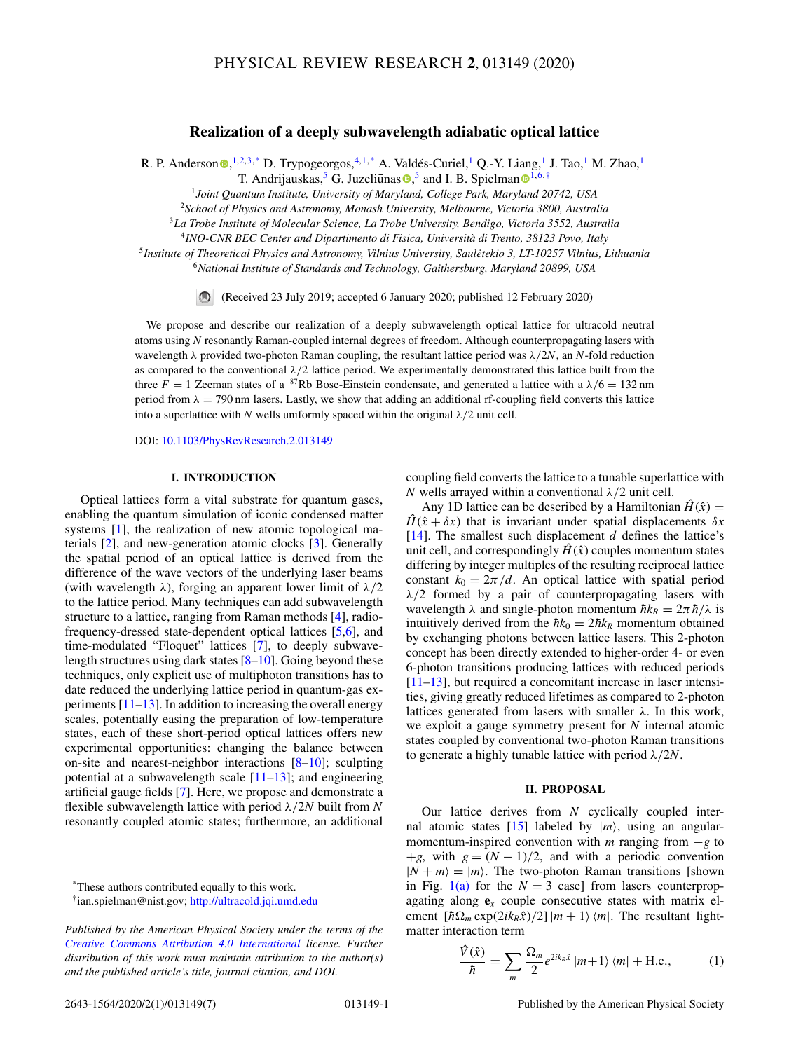# Realization of a deeply subwavelength adiabatic optical lattice

R. P. Anderson,[1,2,3,*] D. Trypogeorgos,[4,1,*] A. Valdés-Curiel,[1] Q.-Y. Liang,[1] J. Tao,[1] M. Zhao,[1] T. Andrijauskas,[5] G. Juzeliūnas,[5] and I. B. Spielman[1,6,†]

[1]*Joint Quantum Institute, University of Maryland, College Park, Maryland 20742, USA*
[2]*School of Physics and Astronomy, Monash University, Melbourne, Victoria 3800, Australia*
[3]*La Trobe Institute of Molecular Science, La Trobe University, Bendigo, Victoria 3552, Australia*
[4]*INO-CNR BEC Center and Dipartimento di Fisica, Università di Trento, 38123 Povo, Italy*
[5]*Institute of Theoretical Physics and Astronomy, Vilnius University, Saulėtekio 3, LT-10257 Vilnius, Lithuania*
[6]*National Institute of Standards and Technology, Gaithersburg, Maryland 20899, USA*

(Received 23 July 2019; accepted 6 January 2020; published 12 February 2020)

We propose and describe our realization of a deeply subwavelength optical lattice for ultracold neutral atoms using $N$ resonantly Raman-coupled internal degrees of freedom. Although counterpropagating lasers with wavelength $\lambda$ provided two-photon Raman coupling, the resultant lattice period was $\lambda/2N$, an $N$-fold reduction as compared to the conventional $\lambda/2$ lattice period. We experimentally demonstrated this lattice built from the three $F = 1$ Zeeman states of a $^{87}$Rb Bose-Einstein condensate, and generated a lattice with a $\lambda/6 = 132$ nm period from $\lambda = 790$ nm lasers. Lastly, we show that adding an additional rf-coupling field converts this lattice into a superlattice with $N$ wells uniformly spaced within the original $\lambda/2$ unit cell.

DOI: 10.1103/PhysRevResearch.2.013149

## I. INTRODUCTION

Optical lattices form a vital substrate for quantum gases, enabling the quantum simulation of iconic condensed matter systems [1], the realization of new atomic topological materials [2], and new-generation atomic clocks [3]. Generally the spatial period of an optical lattice is derived from the difference of the wave vectors of the underlying laser beams (with wavelength $\lambda$), forging an apparent lower limit of $\lambda/2$ to the lattice period. Many techniques can add subwavelength structure to a lattice, ranging from Raman methods [4], radio-frequency-dressed state-dependent optical lattices [5,6], and time-modulated "Floquet" lattices [7], to deeply subwavelength structures using dark states [8–10]. Going beyond these techniques, only explicit use of multiphoton transitions has to date reduced the underlying lattice period in quantum-gas experiments [11–13]. In addition to increasing the overall energy scales, potentially easing the preparation of low-temperature states, each of these short-period optical lattices offers new experimental opportunities: changing the balance between on-site and nearest-neighbor interactions [8–10]; sculpting potential at a subwavelength scale [11–13]; and engineering artificial gauge fields [7]. Here, we propose and demonstrate a flexible subwavelength lattice with period $\lambda/2N$ built from $N$ resonantly coupled atomic states; furthermore, an additional coupling field converts the lattice to a tunable superlattice with $N$ wells arrayed within a conventional $\lambda/2$ unit cell.

Any 1D lattice can be described by a Hamiltonian $\hat{H}(\hat{x}) = \hat{H}(\hat{x} + \delta x)$ that is invariant under spatial displacements $\delta x$ [14]. The smallest such displacement $d$ defines the lattice's unit cell, and correspondingly $\hat{H}(\hat{x})$ couples momentum states differing by integer multiples of the resulting reciprocal lattice constant $k_0 = 2\pi/d$. An optical lattice with spatial period $\lambda/2$ formed by a pair of counterpropagating lasers with wavelength $\lambda$ and single-photon momentum $\hbar k_R = 2\pi\hbar/\lambda$ is intuitively derived from the $\hbar k_0 = 2\hbar k_R$ momentum obtained by exchanging photons between lattice lasers. This 2-photon concept has been directly extended to higher-order 4- or even 6-photon transitions producing lattices with reduced periods [11–13], but required a concomitant increase in laser intensities, giving greatly reduced lifetimes as compared to 2-photon lattices generated from lasers with smaller $\lambda$. In this work, we exploit a gauge symmetry present for $N$ internal atomic states coupled by conventional two-photon Raman transitions to generate a highly tunable lattice with period $\lambda/2N$.

## II. PROPOSAL

Our lattice derives from $N$ cyclically coupled internal atomic states [15] labeled by $|m\rangle$, using an angular-momentum-inspired convention with $m$ ranging from $-g$ to $+g$, with $g = (N-1)/2$, and with a periodic convention $|N + m\rangle = |m\rangle$. The two-photon Raman transitions [shown in Fig. 1(a) for the $N = 3$ case] from lasers counterpropagating along $\mathbf{e}_x$ couple consecutive states with matrix element $[\hbar\Omega_m \exp(2ik_R\hat{x})/2]\,|m+1\rangle\langle m|$. The resultant light-matter interaction term

$$\frac{\hat{V}(\hat{x})}{\hbar} = \sum_m \frac{\Omega_m}{2} e^{2ik_R\hat{x}}\,|m+1\rangle\langle m| + \text{H.c.}, \tag{1}$$

---

*These authors contributed equally to this work.
†ian.spielman@nist.gov; http://ultracold.jqi.umd.edu

*Published by the American Physical Society under the terms of the Creative Commons Attribution 4.0 International license. Further distribution of this work must maintain attribution to the author(s) and the published article's title, journal citation, and DOI.*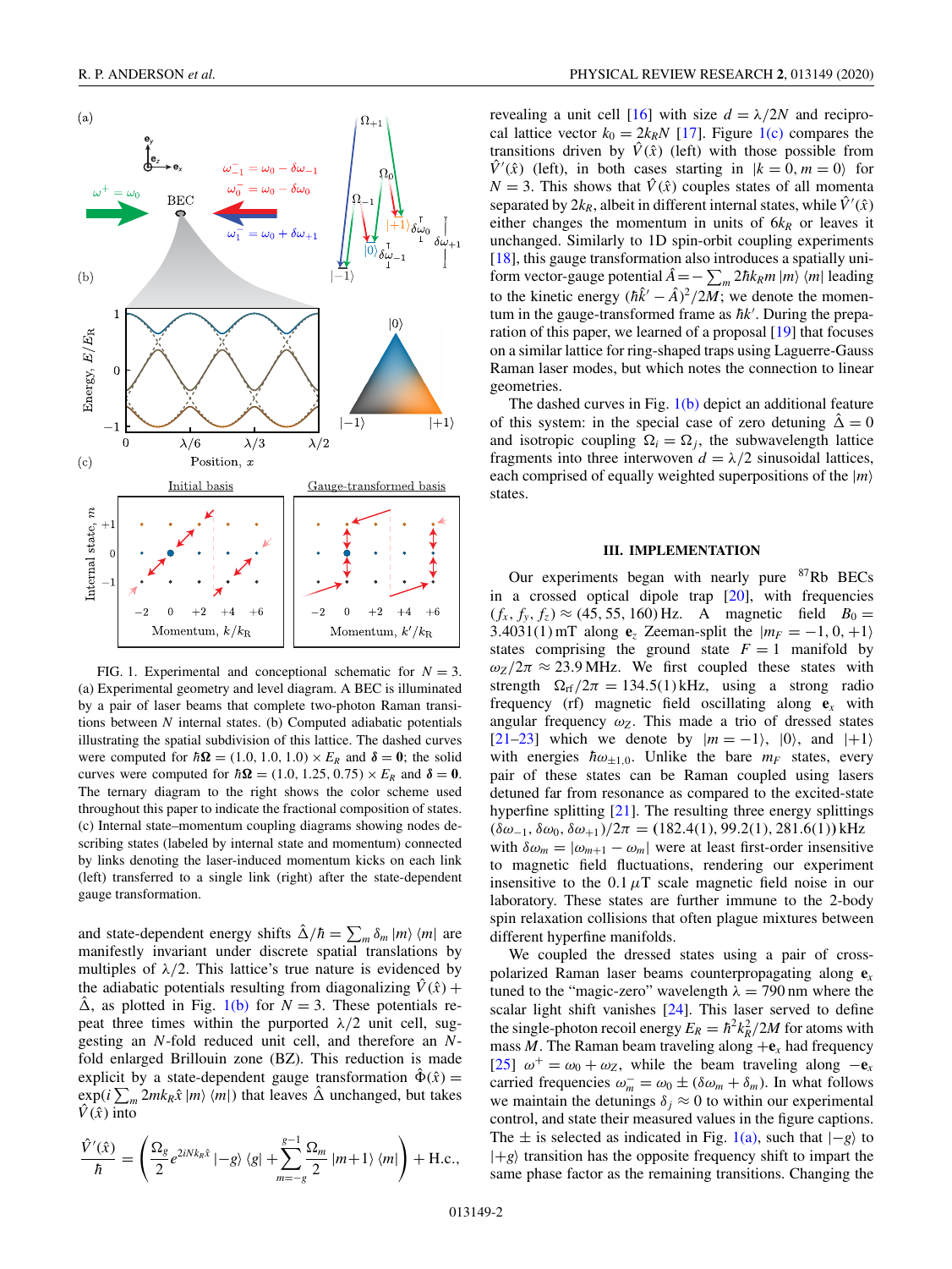FIG. 1. Experimental and conceptional schematic for $N = 3$. (a) Experimental geometry and level diagram. A BEC is illuminated by a pair of laser beams that complete two-photon Raman transitions between $N$ internal states. (b) Computed adiabatic potentials illustrating the spatial subdivision of this lattice. The dashed curves were computed for $\hbar\boldsymbol{\Omega} = (1.0, 1.0, 1.0) \times E_R$ and $\boldsymbol{\delta} = \mathbf{0}$; the solid curves were computed for $\hbar\boldsymbol{\Omega} = (1.0, 1.25, 0.75) \times E_R$ and $\boldsymbol{\delta} = \mathbf{0}$. The ternary diagram to the right shows the color scheme used throughout this paper to indicate the fractional composition of states. (c) Internal state–momentum coupling diagrams showing nodes describing states (labeled by internal state and momentum) connected by links denoting the laser-induced momentum kicks on each link (left) transferred to a single link (right) after the state-dependent gauge transformation.

and state-dependent energy shifts $\hat{\Delta}/\hbar = \sum_m \delta_m |m\rangle\langle m|$ are manifestly invariant under discrete spatial translations by multiples of $\lambda/2$. This lattice's true nature is evidenced by the adiabatic potentials resulting from diagonalizing $\hat{V}(\hat{x}) + \hat{\Delta}$, as plotted in Fig. 1(b) for $N = 3$. These potentials repeat three times within the purported $\lambda/2$ unit cell, suggesting an $N$-fold reduced unit cell, and therefore an $N$-fold enlarged Brillouin zone (BZ). This reduction is made explicit by a state-dependent gauge transformation $\hat{\Phi}(\hat{x}) = \exp(i\sum_m 2mk_R\hat{x}\,|m\rangle\langle m|)$ that leaves $\hat{\Delta}$ unchanged, but takes $\hat{V}(\hat{x})$ into

$$\frac{\hat{V}'(\hat{x})}{\hbar} = \left(\frac{\Omega_g}{2}e^{2iNk_R\hat{x}}\,|-g\rangle\langle g| + \sum_{m=-g}^{g-1}\frac{\Omega_m}{2}\,|m+1\rangle\langle m|\right) + \text{H.c.},$$

revealing a unit cell [16] with size $d = \lambda/2N$ and reciprocal lattice vector $k_0 = 2k_RN$ [17]. Figure 1(c) compares the transitions driven by $\hat{V}(\hat{x})$ (left) with those possible from $\hat{V}'(\hat{x})$ (left), in both cases starting in $|k = 0, m = 0\rangle$ for $N = 3$. This shows that $\hat{V}(\hat{x})$ couples states of all momenta separated by $2k_R$, albeit in different internal states, while $\hat{V}'(\hat{x})$ either changes the momentum in units of $6k_R$ or leaves it unchanged. Similarly to 1D spin-orbit coupling experiments [18], this gauge transformation also introduces a spatially uniform vector-gauge potential $\hat{A} = -\sum_m 2\hbar k_R m\,|m\rangle\langle m|$ leading to the kinetic energy $(\hbar\hat{k}' - \hat{A})^2/2M$; we denote the momentum in the gauge-transformed frame as $\hbar k'$. During the preparation of this paper, we learned of a proposal [19] that focuses on a similar lattice for ring-shaped traps using Laguerre-Gauss Raman laser modes, but which notes the connection to linear geometries.

The dashed curves in Fig. 1(b) depict an additional feature of this system: in the special case of zero detuning $\hat{\Delta} = 0$ and isotropic coupling $\Omega_i = \Omega_j$, the subwavelength lattice fragments into three interwoven $d = \lambda/2$ sinusoidal lattices, each comprised of equally weighted superpositions of the $|m\rangle$ states.

### III. IMPLEMENTATION

Our experiments began with nearly pure $^{87}$Rb BECs in a crossed optical dipole trap [20], with frequencies $(f_x, f_y, f_z) \approx (45, 55, 160)$ Hz. A magnetic field $B_0 = 3.4031(1)$ mT along $\mathbf{e}_z$ Zeeman-split the $|m_F = -1, 0, +1\rangle$ states comprising the ground state $F = 1$ manifold by $\omega_Z/2\pi \approx 23.9$ MHz. We first coupled these states with strength $\Omega_{\rm rf}/2\pi = 134.5(1)$ kHz, using a strong radio frequency (rf) magnetic field oscillating along $\mathbf{e}_x$ with angular frequency $\omega_Z$. This made a trio of dressed states [21–23] which we denote by $|m = -1\rangle$, $|0\rangle$, and $|+1\rangle$ with energies $\hbar\omega_{\pm1,0}$. Unlike the bare $m_F$ states, every pair of these states can be Raman coupled using lasers detuned far from resonance as compared to the excited-state hyperfine splitting [21]. The resulting three energy splittings $(\delta\omega_{-1}, \delta\omega_0, \delta\omega_{+1})/2\pi = (182.4(1), 99.2(1), 281.6(1))$ kHz with $\delta\omega_m = |\omega_{m+1} - \omega_m|$ were at least first-order insensitive to magnetic field fluctuations, rendering our experiment insensitive to the $0.1\,\mu$T scale magnetic field noise in our laboratory. These states are further immune to the 2-body spin relaxation collisions that often plague mixtures between different hyperfine manifolds.

We coupled the dressed states using a pair of cross-polarized Raman laser beams counterpropagating along $\mathbf{e}_x$ tuned to the "magic-zero" wavelength $\lambda = 790$ nm where the scalar light shift vanishes [24]. This laser served to define the single-photon recoil energy $E_R = \hbar^2k_R^2/2M$ for atoms with mass $M$. The beam traveling along $+\mathbf{e}_x$ had frequency [25] $\omega^+ = \omega_0 + \omega_Z$, while the beam traveling along $-\mathbf{e}_x$ carried frequencies $\omega_m^- = \omega_0 \pm (\delta\omega_m + \delta_m)$. In what follows we maintain the detunings $\delta_j \approx 0$ to within our experimental control, and state their measured values in the figure captions. The $\pm$ is selected as indicated in Fig. 1(a), such that $|-g\rangle$ to $|+g\rangle$ transition has the opposite frequency shift to impart the same phase factor as the remaining transitions. Changing the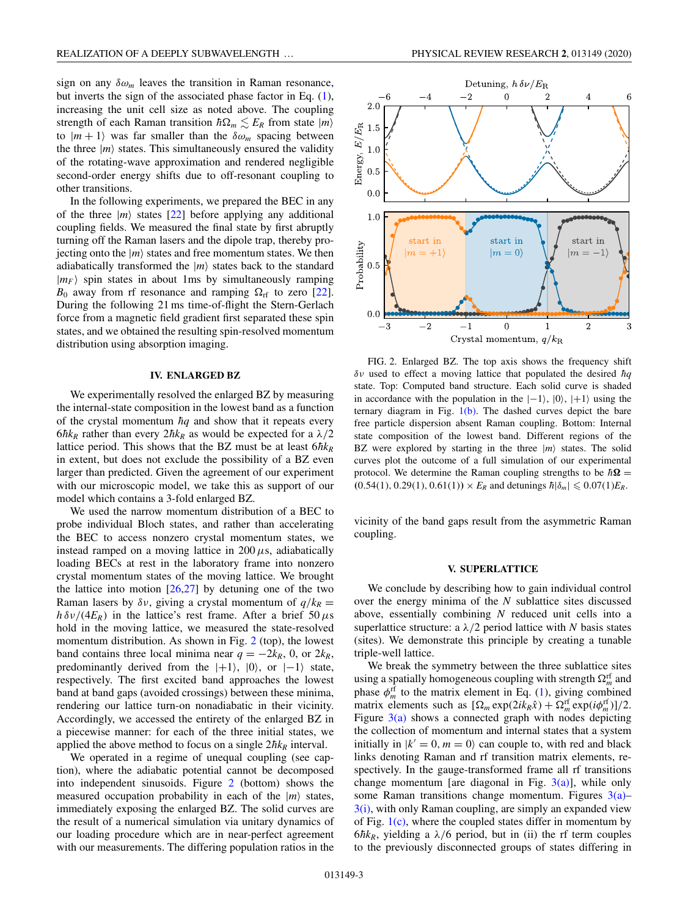sign on any $\delta\omega_m$ leaves the transition in Raman resonance, but inverts the sign of the associated phase factor in Eq. (1), increasing the unit cell size as noted above. The coupling strength of each Raman transition $\hbar\Omega_m \lesssim E_R$ from state $|m\rangle$ to $|m+1\rangle$ was far smaller than the $\delta\omega_m$ spacing between the three $|m\rangle$ states. This simultaneously ensured the validity of the rotating-wave approximation and rendered negligible second-order energy shifts due to off-resonant coupling to other transitions.

In the following experiments, we prepared the BEC in any of the three $|m\rangle$ states [22] before applying any additional coupling fields. We measured the final state by first abruptly turning off the Raman lasers and the dipole trap, thereby projecting onto the $|m\rangle$ states and free momentum states. We then adiabatically transformed the $|m\rangle$ states back to the standard $|m_F\rangle$ spin states in about 1ms by simultaneously ramping $B_0$ away from rf resonance and ramping $\Omega_{\rm rf}$ to zero [22]. During the following 21 ms time-of-flight the Stern-Gerlach force from a magnetic field gradient first separated these spin states, and we obtained the resulting spin-resolved momentum distribution using absorption imaging.

## IV. ENLARGED BZ

We experimentally resolved the enlarged BZ by measuring the internal-state composition in the lowest band as a function of the crystal momentum $\hbar q$ and show that it repeats every $6\hbar k_R$ rather than every $2\hbar k_R$ as would be expected for a $\lambda/2$ lattice period. This shows that the BZ must be at least $6\hbar k_R$ in extent, but does not exclude the possibility of a BZ even larger than predicted. Given the agreement of our experiment with our microscopic model, we take this as support of our model which contains a 3-fold enlarged BZ.

We used the narrow momentum distribution of a BEC to probe individual Bloch states, and rather than accelerating the BEC to access nonzero crystal momentum states, we instead ramped on a moving lattice in 200 $\mu$s, adiabatically loading BECs at rest in the laboratory frame into nonzero crystal momentum states of the moving lattice. We brought the lattice into motion [26,27] by detuning one of the two Raman lasers by $\delta\nu$, giving a crystal momentum of $q/k_R = h\,\delta\nu/(4E_R)$ in the lattice's rest frame. After a brief 50 $\mu$s hold in the moving lattice, we measured the state-resolved momentum distribution. As shown in Fig. 2 (top), the lowest band contains three local minima near $q = -2k_R$, 0, or $2k_R$, predominantly derived from the $|+1\rangle$, $|0\rangle$, or $|-1\rangle$ state, respectively. The first excited band approaches the lowest band at band gaps (avoided crossings) between these minima, rendering our lattice turn-on nonadiabatic in their vicinity. Accordingly, we accessed the entirety of the enlarged BZ in a piecewise manner: for each of the three initial states, we applied the above method to focus on a single $2\hbar k_R$ interval.

We operated in a regime of unequal coupling (see caption), where the adiabatic potential cannot be decomposed into independent sinusoids. Figure 2 (bottom) shows the measured occupation probability in each of the $|m\rangle$ states, immediately exposing the enlarged BZ. The solid curves are the result of a numerical simulation via unitary dynamics of our loading procedure which are in near-perfect agreement with our measurements. The differing population ratios in the vicinity of the band gaps result from the asymmetric Raman coupling.

FIG. 2. Enlarged BZ. The top axis shows the frequency shift $\delta\nu$ used to effect a moving lattice that populated the desired $\hbar q$ state. Top: Computed band structure. Each solid curve is shaded in accordance with the population in the $|-1\rangle$, $|0\rangle$, $|+1\rangle$ using the ternary diagram in Fig. 1(b). The dashed curves depict the bare free particle dispersion absent Raman coupling. Bottom: Internal state composition of the lowest band. Different regions of the BZ were explored by starting in the three $|m\rangle$ states. The solid curves plot the outcome of a full simulation of our experimental protocol. We determine the Raman coupling strengths to be $\hbar\boldsymbol{\Omega} = (0.54(1), 0.29(1), 0.61(1)) \times E_R$ and detunings $\hbar|\delta_m| \leqslant 0.07(1)E_R$.

## V. SUPERLATTICE

We conclude by describing how to gain individual control over the energy minima of the $N$ sublattice sites discussed above, essentially combining $N$ reduced unit cells into a superlattice structure: a $\lambda/2$ period lattice with $N$ basis states (sites). We demonstrate this principle by creating a tunable triple-well lattice.

We break the symmetry between the three sublattice sites using a spatially homogeneous coupling with strength $\Omega_m^{\rm rf}$ and phase $\phi_m^{\rm rf}$ to the matrix element in Eq. (1), giving combined matrix elements such as $[\Omega_m \exp(2ik_R\hat{x}) + \Omega_m^{\rm rf} \exp(i\phi_m^{\rm rf})]/2$. Figure 3(a) shows a connected graph with nodes depicting the collection of momentum and internal states that a system initially in $|k' = 0, m = 0\rangle$ can couple to, with red and black links denoting Raman and rf transition matrix elements, respectively. In the gauge-transformed frame all rf transitions change momentum [are diagonal in Fig. 3(a)], while only some Raman transitions change momentum. Figures 3(a)–3(i), with only Raman coupling, are simply an expanded view of Fig. 1(c), where the coupled states differ in momentum by $6\hbar k_R$, yielding a $\lambda/6$ period, but in (ii) the rf term couples to the previously disconnected groups of states differing in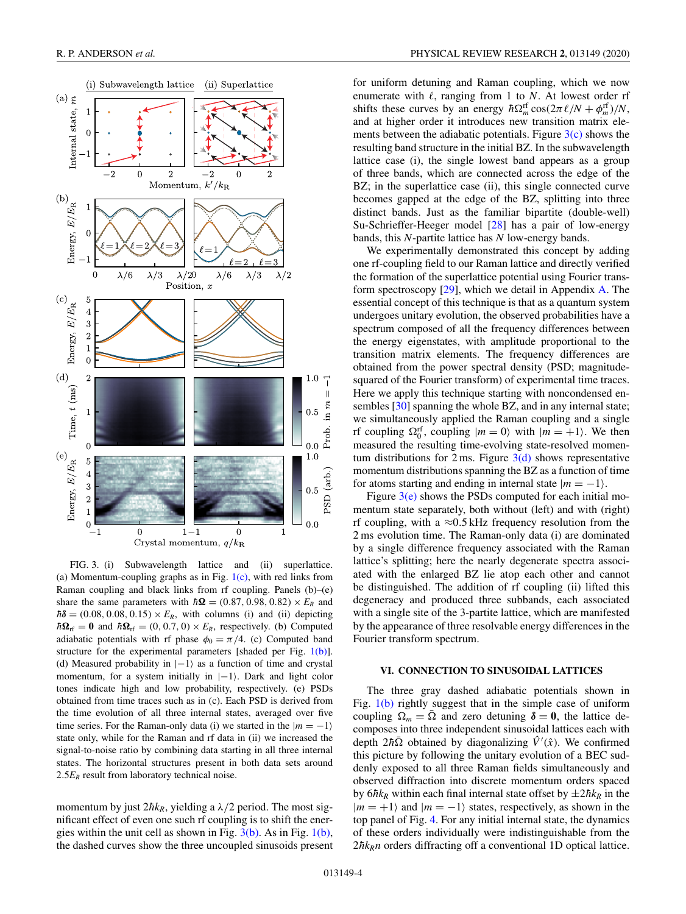FIG. 3. (i) Subwavelength lattice and (ii) superlattice. (a) Momentum-coupling graphs as in Fig. 1(c), with red links from Raman coupling and black links from rf coupling. Panels (b)–(e) share the same parameters with $\hbar\boldsymbol{\Omega} = (0.87, 0.98, 0.82) \times E_R$ and $\hbar\boldsymbol{\delta} = (0.08, 0.08, 0.15) \times E_R$, with columns (i) and (ii) depicting $\hbar\boldsymbol{\Omega}_{\rm rf} = \mathbf{0}$ and $\hbar\boldsymbol{\Omega}_{\rm rf} = (0, 0.7, 0) \times E_R$, respectively. (b) Computed adiabatic potentials with rf phase $\phi_0 = \pi/4$. (c) Computed band structure for the experimental parameters [shaded per Fig. 1(b)]. (d) Measured probability in $|-1\rangle$ as a function of time and crystal momentum, for a system initially in $|-1\rangle$. Dark and light color tones indicate high and low probability, respectively. (e) PSDs obtained from time traces such as in (c). Each PSD is derived from the time evolution of all three internal states, averaged over five time series. For the Raman-only data (i) we started in the $|m = -1\rangle$ state only, while for the Raman and rf data in (ii) we increased the signal-to-noise ratio by combining data starting in all three internal states. The horizontal structures present in both data sets around $2.5E_R$ result from laboratory technical noise.

momentum by just $2\hbar k_R$, yielding a $\lambda/2$ period. The most significant effect of even one such rf coupling is to shift the energies within the unit cell as shown in Fig. 3(b). As in Fig. 1(b), the dashed curves show the three uncoupled sinusoids present for uniform detuning and Raman coupling, which we now enumerate with $\ell$, ranging from 1 to $N$. At lowest order rf shifts these curves by an energy $\hbar\Omega^{\rm rf}_m \cos(2\pi\ell/N + \phi^{\rm rf}_m)/N$, and at higher order it introduces new transition matrix elements between the adiabatic potentials. Figure 3(c) shows the resulting band structure in the initial BZ. In the subwavelength lattice case (i), the single lowest band appears as a group of three bands, which are connected across the edge of the BZ; in the superlattice case (ii), this single connected curve becomes gapped at the edge of the BZ, splitting into three distinct bands. Just as the familiar bipartite (double-well) Su-Schrieffer-Heeger model [28] has a pair of low-energy bands, this $N$-partite lattice has $N$ low-energy bands.

We experimentally demonstrated this concept by adding one rf-coupling field to our Raman lattice and directly verified the formation of the superlattice potential using Fourier transform spectroscopy [29], which we detail in Appendix A. The essential concept of this technique is that as a quantum system undergoes unitary evolution, the observed probabilities have a spectrum composed of all the frequency differences between the energy eigenstates, with amplitude proportional to the transition matrix elements. The frequency differences are obtained from the power spectral density (PSD; magnitude-squared of the Fourier transform) of experimental time traces. Here we apply this technique starting with noncondensed ensembles [30] spanning the whole BZ, and in any internal state; we simultaneously applied the Raman coupling and a single rf coupling $\Omega^{\rm rf}_0$, coupling $|m = 0\rangle$ with $|m = +1\rangle$. We then measured the resulting time-evolving state-resolved momentum distributions for 2 ms. Figure 3(d) shows representative momentum distributions spanning the BZ as a function of time for atoms starting and ending in internal state $|m = -1\rangle$.

Figure 3(e) shows the PSDs computed for each initial momentum state separately, both without (left) and with (right) rf coupling, with a $\approx$0.5 kHz frequency resolution from the 2 ms evolution time. The Raman-only data (i) are dominated by a single difference frequency associated with the Raman lattice's splitting; here the nearly degenerate spectra associated with the enlarged BZ lie atop each other and cannot be distinguished. The addition of rf coupling (ii) lifted this degeneracy and produced three subbands, each associated with a single site of the 3-partite lattice, which are manifested by the appearance of three resolvable energy differences in the Fourier transform spectrum.

## VI. CONNECTION TO SINUSOIDAL LATTICES

The three gray dashed adiabatic potentials shown in Fig. 1(b) rightly suggest that in the simple case of uniform coupling $\Omega_m = \bar{\Omega}$ and zero detuning $\boldsymbol{\delta} = \mathbf{0}$, the lattice decomposes into three independent sinusoidal lattices each with depth $2\hbar\bar{\Omega}$ obtained by diagonalizing $\hat{V}'(\hat{x})$. We confirmed this picture by following the unitary evolution of a BEC suddenly exposed to all three Raman fields simultaneously and observed diffraction into discrete momentum orders spaced by $6\hbar k_R$ within each final internal state offset by $\pm 2\hbar k_R$ in the $|m = +1\rangle$ and $|m = -1\rangle$ states, respectively, as shown in the top panel of Fig. 4. For any initial internal state, the dynamics of these orders individually were indistinguishable from the $2\hbar k_R n$ orders diffracting off a conventional 1D optical lattice.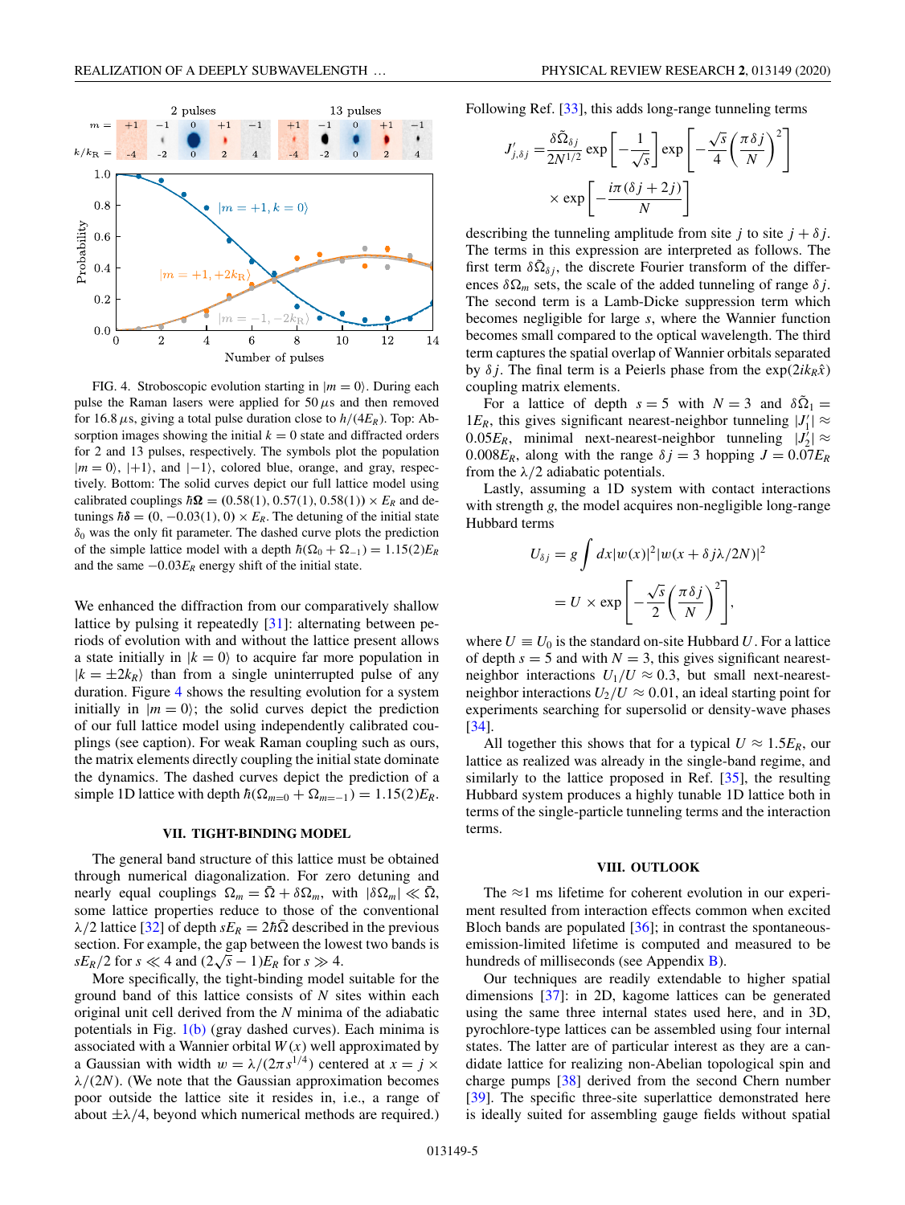FIG. 4. Stroboscopic evolution starting in $|m=0\rangle$. During each pulse the Raman lasers were applied for 50 $\mu$s and then removed for 16.8 $\mu$s, giving a total pulse duration close to $h/(4E_R)$. Top: Absorption images showing the initial $k=0$ state and diffracted orders for 2 and 13 pulses, respectively. The symbols plot the population $|m=0\rangle$, $|+1\rangle$, and $|-1\rangle$, colored blue, orange, and gray, respectively. Bottom: The solid curves depict our full lattice model using calibrated couplings $\hbar\boldsymbol{\Omega} = (0.58(1), 0.57(1), 0.58(1)) \times E_R$ and detunings $\hbar\boldsymbol{\delta} = (0, -0.03(1), 0) \times E_R$. The detuning of the initial state $\delta_0$ was the only fit parameter. The dashed curve plots the prediction of the simple lattice model with a depth $\hbar(\Omega_0 + \Omega_{-1}) = 1.15(2)E_R$ and the same $-0.03E_R$ energy shift of the initial state.

We enhanced the diffraction from our comparatively shallow lattice by pulsing it repeatedly [31]: alternating between periods of evolution with and without the lattice present allows a state initially in $|k=0\rangle$ to acquire far more population in $|k=\pm 2k_R\rangle$ than from a single uninterrupted pulse of any duration. Figure 4 shows the resulting evolution for a system initially in $|m=0\rangle$; the solid curves depict the prediction of our full lattice model using independently calibrated couplings (see caption). For weak Raman coupling such as ours, the matrix elements directly coupling the initial state dominate the dynamics. The dashed curves depict the prediction of a simple 1D lattice with depth $\hbar(\Omega_{m=0} + \Omega_{m=-1}) = 1.15(2)E_R$.

## VII. TIGHT-BINDING MODEL

The general band structure of this lattice must be obtained through numerical diagonalization. For zero detuning and nearly equal couplings $\Omega_m = \bar{\Omega} + \delta\Omega_m$, with $|\delta\Omega_m| \ll \bar{\Omega}$, some lattice properties reduce to those of the conventional $\lambda/2$ lattice [32] of depth $sE_R = 2\hbar\bar{\Omega}$ described in the previous section. For example, the gap between the lowest two bands is $sE_R/2$ for $s \ll 4$ and $(2\sqrt{s} - 1)E_R$ for $s \gg 4$.

More specifically, the tight-binding model suitable for the ground band of this lattice consists of $N$ sites within each original unit cell derived from the $N$ minima of the adiabatic potentials in Fig. 1(b) (gray dashed curves). Each minima is associated with a Wannier orbital $W(x)$ well approximated by a Gaussian with width $w = \lambda/(2\pi s^{1/4})$ centered at $x = j \times \lambda/(2N)$. (We note that the Gaussian approximation becomes poor outside the lattice site it resides in, i.e., a range of about $\pm\lambda/4$, beyond which numerical methods are required.)

Following Ref. [33], this adds long-range tunneling terms

$$
\begin{aligned}
J'_{j,\delta j} = &\frac{\delta\tilde{\Omega}_{\delta j}}{2N^{1/2}} \exp\left[-\frac{1}{\sqrt{s}}\right] \exp\left[-\frac{\sqrt{s}}{4}\left(\frac{\pi\delta j}{N}\right)^2\right] \\
&\times \exp\left[-\frac{i\pi(\delta j + 2j)}{N}\right]
\end{aligned}
$$

describing the tunneling amplitude from site $j$ to site $j + \delta j$. The terms in this expression are interpreted as follows. The first term $\delta\tilde{\Omega}_{\delta j}$, the discrete Fourier transform of the differences $\delta\Omega_m$ sets, the scale of the added tunneling of range $\delta j$. The second term is a Lamb-Dicke suppression term which becomes negligible for large $s$, where the Wannier function becomes small compared to the optical wavelength. The third term captures the spatial overlap of Wannier orbitals separated by $\delta j$. The final term is a Peierls phase from the $\exp(2ik_R\hat{x})$ coupling matrix elements.

For a lattice of depth $s = 5$ with $N = 3$ and $\delta\tilde{\Omega}_1 = 1E_R$, this gives significant nearest-neighbor tunneling $|J'_1| \approx 0.05E_R$, minimal next-nearest-neighbor tunneling $|J'_2| \approx 0.008E_R$, along with the range $\delta j = 3$ hopping $J = 0.07E_R$ from the $\lambda/2$ adiabatic potentials.

Lastly, assuming a 1D system with contact interactions with strength $g$, the model acquires non-negligible long-range Hubbard terms

$$
\begin{aligned}
U_{\delta j} &= g\int dx|w(x)|^2|w(x + \delta j\lambda/2N)|^2 \\
&= U \times \exp\left[-\frac{\sqrt{s}}{2}\left(\frac{\pi\delta j}{N}\right)^2\right],
\end{aligned}
$$

where $U \equiv U_0$ is the standard on-site Hubbard $U$. For a lattice of depth $s = 5$ and with $N = 3$, this gives significant nearest-neighbor interactions $U_1/U \approx 0.3$, but small next-nearest-neighbor interactions $U_2/U \approx 0.01$, an ideal starting point for experiments searching for supersolid or density-wave phases [34].

All together this shows that for a typical $U \approx 1.5E_R$, our lattice as realized was already in the single-band regime, and similarly to the lattice proposed in Ref. [35], the resulting Hubbard system produces a highly tunable 1D lattice both in terms of the single-particle tunneling terms and the interaction terms.

## VIII. OUTLOOK

The $\approx$1 ms lifetime for coherent evolution in our experiment resulted from interaction effects common when excited Bloch bands are populated [36]; in contrast the spontaneous-emission-limited lifetime is computed and measured to be hundreds of milliseconds (see Appendix B).

Our techniques are readily extendable to higher spatial dimensions [37]: in 2D, kagome lattices can be generated using the same three internal states used here, and in 3D, pyrochlore-type lattices can be assembled using four internal states. The latter are of particular interest as they are a candidate lattice for realizing non-Abelian topological spin and charge pumps [38] derived from the second Chern number [39]. The specific three-site superlattice demonstrated here is ideally suited for assembling gauge fields without spatial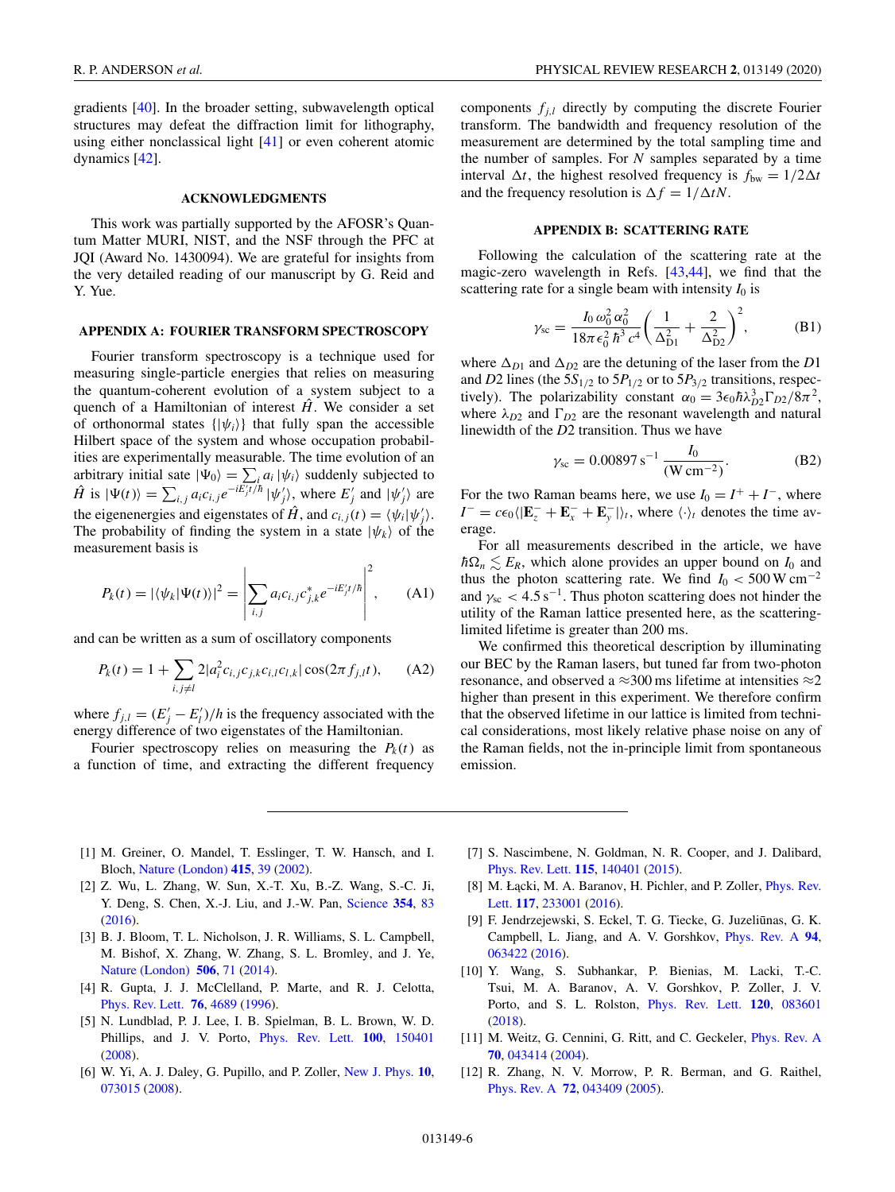gradients [40]. In the broader setting, subwavelength optical structures may defeat the diffraction limit for lithography, using either nonclassical light [41] or even coherent atomic dynamics [42].

## ACKNOWLEDGMENTS

This work was partially supported by the AFOSR's Quantum Matter MURI, NIST, and the NSF through the PFC at JQI (Award No. 1430094). We are grateful for insights from the very detailed reading of our manuscript by G. Reid and Y. Yue.

## APPENDIX A: FOURIER TRANSFORM SPECTROSCOPY

Fourier transform spectroscopy is a technique used for measuring single-particle energies that relies on measuring the quantum-coherent evolution of a system subject to a quench of a Hamiltonian of interest $\hat{H}$. We consider a set of orthonormal states $\{|\psi_i\rangle\}$ that fully span the accessible Hilbert space of the system and whose occupation probabilities are experimentally measurable. The time evolution of an arbitrary initial sate $|\Psi_0\rangle = \sum_i a_i|\psi_i\rangle$ suddenly subjected to $\hat{H}$ is $|\Psi(t)\rangle = \sum_{i,j} a_i c_{i,j} e^{-iE'_j t/\hbar}|\psi'_j\rangle$, where $E'_j$ and $|\psi'_j\rangle$ are the eigenenergies and eigenstates of $\hat{H}$, and $c_{i,j}(t) = \langle\psi_i|\psi'_j\rangle$. The probability of finding the system in a state $|\psi_k\rangle$ of the measurement basis is

$$P_k(t) = |\langle\psi_k|\Psi(t)\rangle|^2 = \left|\sum_{i,j} a_i c_{i,j} c^*_{j,k} e^{-iE'_j t/\hbar}\right|^2, \qquad \text{(A1)}$$

and can be written as a sum of oscillatory components

$$P_k(t) = 1 + \sum_{i,j\neq l} 2|a_i^2 c_{i,j} c_{j,k} c_{i,l} c_{l,k}| \cos(2\pi f_{j,l} t), \qquad \text{(A2)}$$

where $f_{j,l} = (E'_j - E'_l)/h$ is the frequency associated with the energy difference of two eigenstates of the Hamiltonian.

Fourier spectroscopy relies on measuring the $P_k(t)$ as a function of time, and extracting the different frequency components $f_{j,l}$ directly by computing the discrete Fourier transform. The bandwidth and frequency resolution of the measurement are determined by the total sampling time and the number of samples. For $N$ samples separated by a time interval $\Delta t$, the highest resolved frequency is $f_{\rm bw} = 1/2\Delta t$ and the frequency resolution is $\Delta f = 1/\Delta t N$.

## APPENDIX B: SCATTERING RATE

Following the calculation of the scattering rate at the magic-zero wavelength in Refs. [43,44], we find that the scattering rate for a single beam with intensity $I_0$ is

$$\gamma_{\rm sc} = \frac{I_0\,\omega_0^2\,\alpha_0^2}{18\pi\,\epsilon_0^2\,\hbar^3\,c^4}\left(\frac{1}{\Delta_{D1}^2} + \frac{2}{\Delta_{D2}^2}\right)^2, \qquad \text{(B1)}$$

where $\Delta_{D1}$ and $\Delta_{D2}$ are the detuning of the laser from the $D1$ and $D2$ lines (the $5S_{1/2}$ to $5P_{1/2}$ or to $5P_{3/2}$ transitions, respectively). The polarizability constant $\alpha_0 = 3\epsilon_0\hbar\lambda_{D2}^3\Gamma_{D2}/8\pi^2$, where $\lambda_{D2}$ and $\Gamma_{D2}$ are the resonant wavelength and natural linewidth of the $D2$ transition. Thus we have

$$\gamma_{\rm sc} = 0.00897\,{\rm s}^{-1}\,\frac{I_0}{({\rm W\,cm^{-2}})}. \qquad \text{(B2)}$$

For the two Raman beams here, we use $I_0 = I^+ + I^-$, where $I^- = c\epsilon_0\langle|\mathbf{E}_z^- + \mathbf{E}_x^- + \mathbf{E}_y^-|\rangle_t$, where $\langle\cdot\rangle_t$ denotes the time average.

For all measurements described in the article, we have $\hbar\Omega_n \lesssim E_R$, which alone provides an upper bound on $I_0$ and thus the photon scattering rate. We find $I_0 < 500\,{\rm W\,cm^{-2}}$ and $\gamma_{\rm sc} < 4.5\,{\rm s}^{-1}$. Thus photon scattering does not hinder the utility of the Raman lattice presented here, as the scattering-limited lifetime is greater than 200 ms.

We confirmed this theoretical description by illuminating our BEC by the Raman lasers, but tuned far from two-photon resonance, and observed a $\approx$300 ms lifetime at intensities $\approx$2 higher than present in this experiment. We therefore confirm that the observed lifetime in our lattice is limited from technical considerations, most likely relative phase noise on any of the Raman fields, not the in-principle limit from spontaneous emission.

---

[1] M. Greiner, O. Mandel, T. Esslinger, T. W. Hansch, and I. Bloch, Nature (London) **415**, 39 (2002).

[2] Z. Wu, L. Zhang, W. Sun, X.-T. Xu, B.-Z. Wang, S.-C. Ji, Y. Deng, S. Chen, X.-J. Liu, and J.-W. Pan, Science **354**, 83 (2016).

[3] B. J. Bloom, T. L. Nicholson, J. R. Williams, S. L. Campbell, M. Bishof, X. Zhang, W. Zhang, S. L. Bromley, and J. Ye, Nature (London) **506**, 71 (2014).

[4] R. Gupta, J. J. McClelland, P. Marte, and R. J. Celotta, Phys. Rev. Lett. **76**, 4689 (1996).

[5] N. Lundblad, P. J. Lee, I. B. Spielman, B. L. Brown, W. D. Phillips, and J. V. Porto, Phys. Rev. Lett. **100**, 150401 (2008).

[6] W. Yi, A. J. Daley, G. Pupillo, and P. Zoller, New J. Phys. **10**, 073015 (2008).

[7] S. Nascimbene, N. Goldman, N. R. Cooper, and J. Dalibard, Phys. Rev. Lett. **115**, 140401 (2015).

[8] M. Łącki, M. A. Baranov, H. Pichler, and P. Zoller, Phys. Rev. Lett. **117**, 233001 (2016).

[9] F. Jendrzejewski, S. Eckel, T. G. Tiecke, G. Juzeliūnas, G. K. Campbell, L. Jiang, and A. V. Gorshkov, Phys. Rev. A **94**, 063422 (2016).

[10] Y. Wang, S. Subhankar, P. Bienias, M. Lacki, T.-C. Tsui, M. A. Baranov, A. V. Gorshkov, P. Zoller, J. V. Porto, and S. L. Rolston, Phys. Rev. Lett. **120**, 083601 (2018).

[11] M. Weitz, G. Cennini, G. Ritt, and C. Geckeler, Phys. Rev. A **70**, 043414 (2004).

[12] R. Zhang, N. V. Morrow, P. R. Berman, and G. Raithel, Phys. Rev. A **72**, 043409 (2005).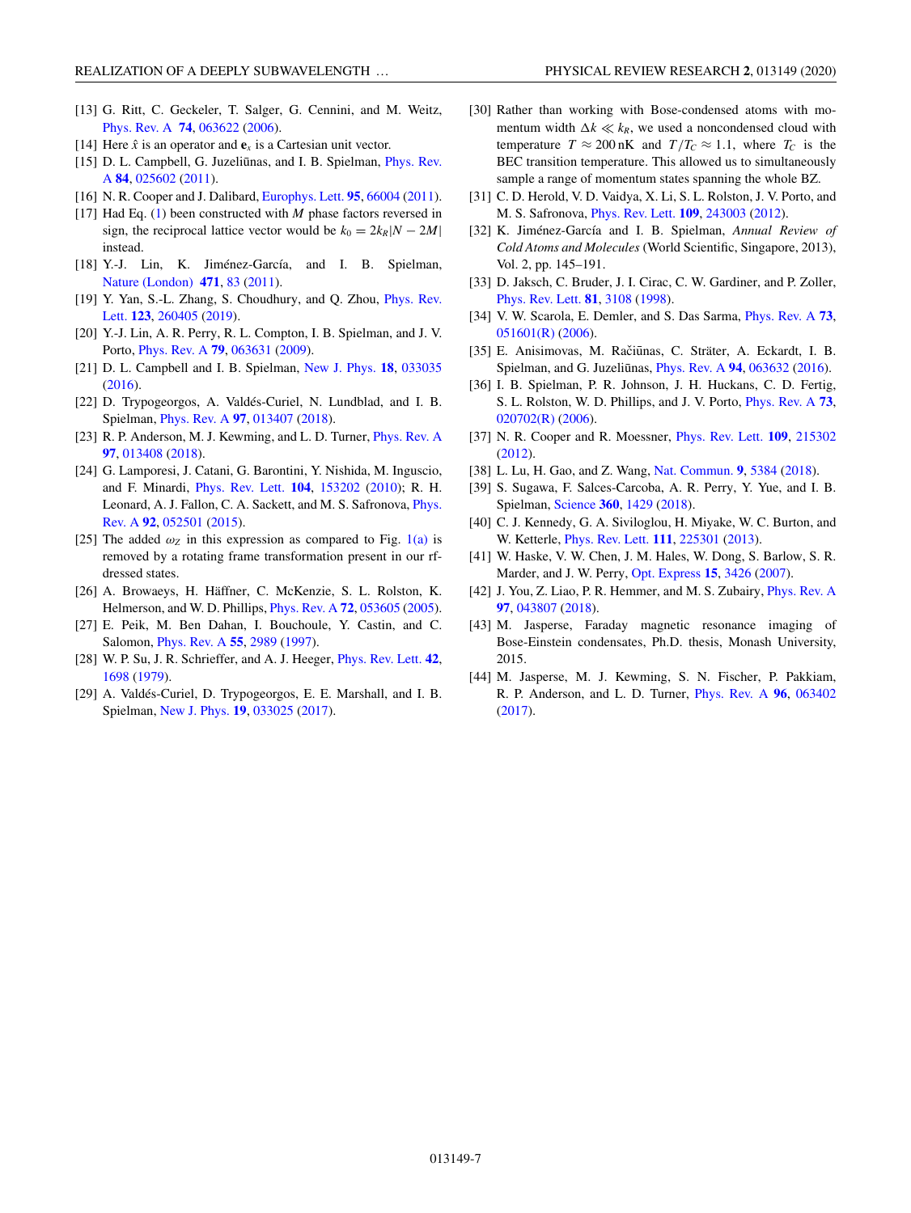[13] G. Ritt, C. Geckeler, T. Salger, G. Cennini, and M. Weitz, Phys. Rev. A **74**, 063622 (2006).

[14] Here $\hat{x}$ is an operator and $\mathbf{e}_x$ is a Cartesian unit vector.

[15] D. L. Campbell, G. Juzeliūnas, and I. B. Spielman, Phys. Rev. A **84**, 025602 (2011).

[16] N. R. Cooper and J. Dalibard, Europhys. Lett. **95**, 66004 (2011).

[17] Had Eq. (1) been constructed with $M$ phase factors reversed in sign, the reciprocal lattice vector would be $k_0 = 2k_R|N - 2M|$ instead.

[18] Y.-J. Lin, K. Jiménez-García, and I. B. Spielman, Nature (London) **471**, 83 (2011).

[19] Y. Yan, S.-L. Zhang, S. Choudhury, and Q. Zhou, Phys. Rev. Lett. **123**, 260405 (2019).

[20] Y.-J. Lin, A. R. Perry, R. L. Compton, I. B. Spielman, and J. V. Porto, Phys. Rev. A **79**, 063631 (2009).

[21] D. L. Campbell and I. B. Spielman, New J. Phys. **18**, 033035 (2016).

[22] D. Trypogeorgos, A. Valdés-Curiel, N. Lundblad, and I. B. Spielman, Phys. Rev. A **97**, 013407 (2018).

[23] R. P. Anderson, M. J. Kewming, and L. D. Turner, Phys. Rev. A **97**, 013408 (2018).

[24] G. Lamporesi, J. Catani, G. Barontini, Y. Nishida, M. Inguscio, and F. Minardi, Phys. Rev. Lett. **104**, 153202 (2010); R. H. Leonard, A. J. Fallon, C. A. Sackett, and M. S. Safronova, Phys. Rev. A **92**, 052501 (2015).

[25] The added $\omega_Z$ in this expression as compared to Fig. 1(a) is removed by a rotating frame transformation present in our rf-dressed states.

[26] A. Browaeys, H. Häffner, C. McKenzie, S. L. Rolston, K. Helmerson, and W. D. Phillips, Phys. Rev. A **72**, 053605 (2005).

[27] E. Peik, M. Ben Dahan, I. Bouchoule, Y. Castin, and C. Salomon, Phys. Rev. A **55**, 2989 (1997).

[28] W. P. Su, J. R. Schrieffer, and A. J. Heeger, Phys. Rev. Lett. **42**, 1698 (1979).

[29] A. Valdés-Curiel, D. Trypogeorgos, E. E. Marshall, and I. B. Spielman, New J. Phys. **19**, 033025 (2017).

[30] Rather than working with Bose-condensed atoms with momentum width $\Delta k \ll k_R$, we used a noncondensed cloud with temperature $T \approx 200\,\text{nK}$ and $T/T_C \approx 1.1$, where $T_C$ is the BEC transition temperature. This allowed us to simultaneously sample a range of momentum states spanning the whole BZ.

[31] C. D. Herold, V. D. Vaidya, X. Li, S. L. Rolston, J. V. Porto, and M. S. Safronova, Phys. Rev. Lett. **109**, 243003 (2012).

[32] K. Jiménez-García and I. B. Spielman, *Annual Review of Cold Atoms and Molecules* (World Scientific, Singapore, 2013), Vol. 2, pp. 145–191.

[33] D. Jaksch, C. Bruder, J. I. Cirac, C. W. Gardiner, and P. Zoller, Phys. Rev. Lett. **81**, 3108 (1998).

[34] V. W. Scarola, E. Demler, and S. Das Sarma, Phys. Rev. A **73**, 051601(R) (2006).

[35] E. Anisimovas, M. Račiūnas, C. Sträter, A. Eckardt, I. B. Spielman, and G. Juzeliūnas, Phys. Rev. A **94**, 063632 (2016).

[36] I. B. Spielman, P. R. Johnson, J. H. Huckans, C. D. Fertig, S. L. Rolston, W. D. Phillips, and J. V. Porto, Phys. Rev. A **73**, 020702(R) (2006).

[37] N. R. Cooper and R. Moessner, Phys. Rev. Lett. **109**, 215302 (2012).

[38] L. Lu, H. Gao, and Z. Wang, Nat. Commun. **9**, 5384 (2018).

[39] S. Sugawa, F. Salces-Carcoba, A. R. Perry, Y. Yue, and I. B. Spielman, Science **360**, 1429 (2018).

[40] C. J. Kennedy, G. A. Siviloglou, H. Miyake, W. C. Burton, and W. Ketterle, Phys. Rev. Lett. **111**, 225301 (2013).

[41] W. Haske, V. W. Chen, J. M. Hales, W. Dong, S. Barlow, S. R. Marder, and J. W. Perry, Opt. Express **15**, 3426 (2007).

[42] J. You, Z. Liao, P. R. Hemmer, and M. S. Zubairy, Phys. Rev. A **97**, 043807 (2018).

[43] M. Jasperse, Faraday magnetic resonance imaging of Bose-Einstein condensates, Ph.D. thesis, Monash University, 2015.

[44] M. Jasperse, M. J. Kewming, S. N. Fischer, P. Pakkiam, R. P. Anderson, and L. D. Turner, Phys. Rev. A **96**, 063402 (2017).